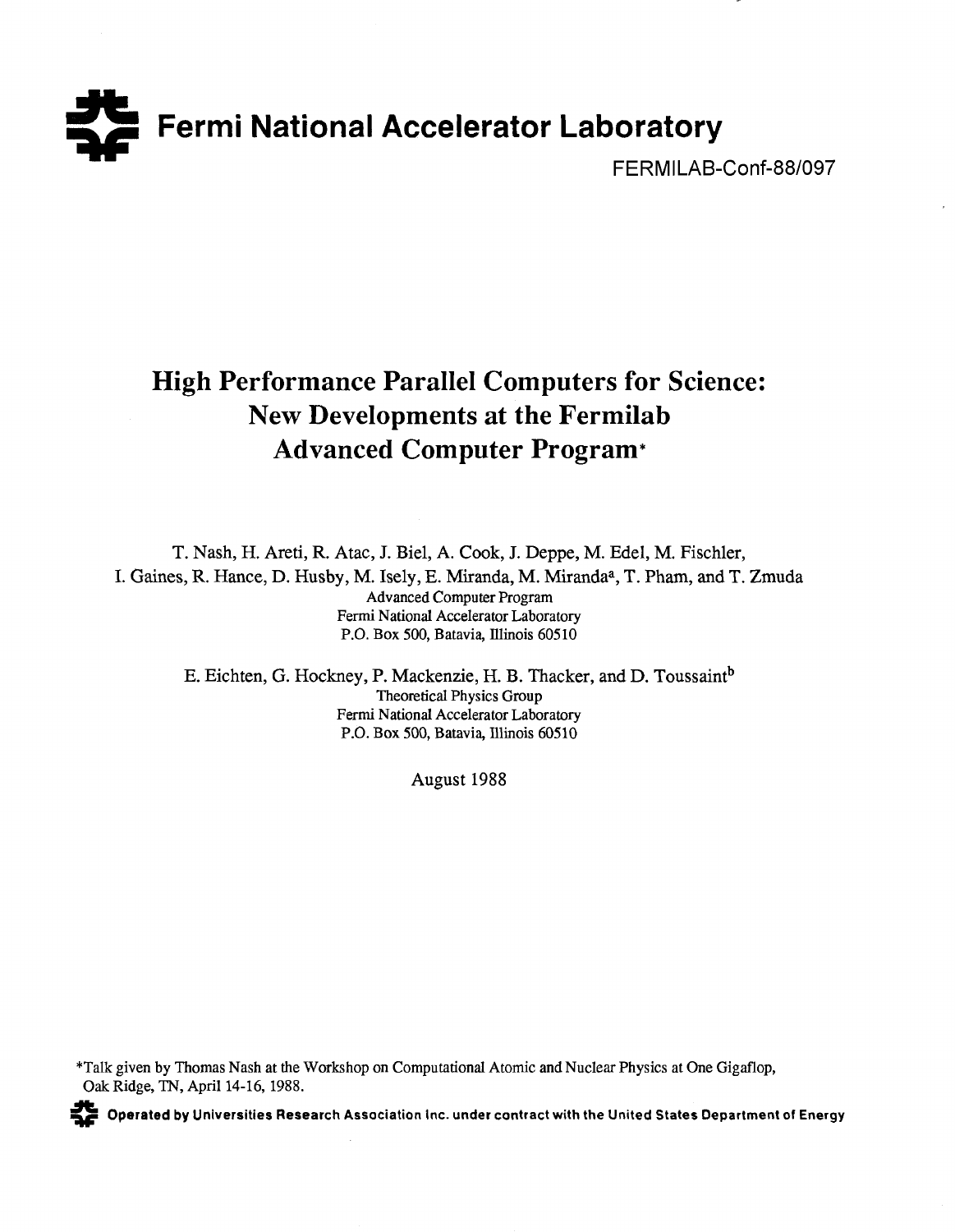# Fermi National Accelerator Laboratory

FERMILAB-Conf-88/097

## High Performance Parallel Computers for Science: New Developments at the Fermilab Advanced Computer Program*

T. Nash, H. Areti, R. Atac, J. Biel, A. Cook, J. Deppe, M. Edel, M. Fischler, I. Gaines, R. Hance, D. Husby, M. Isely, E. Miranda, M. Miranda[a], T. Pham, and T. Zmuda

Advanced Computer Program
Fermi National Accelerator Laboratory
P.O. Box 500, Batavia, Illinois 60510

E. Eichten, G. Hockney, P. Mackenzie, H. B. Thacker, and D. Toussaint[b]

Theoretical Physics Group
Fermi National Accelerator Laboratory
P.O. Box 500, Batavia, Illinois 60510

August 1988

*Talk given by Thomas Nash at the Workshop on Computational Atomic and Nuclear Physics at One Gigaflop, Oak Ridge, TN, April 14-16, 1988.

Operated by Universities Research Association Inc. under contract with the United States Department of Energy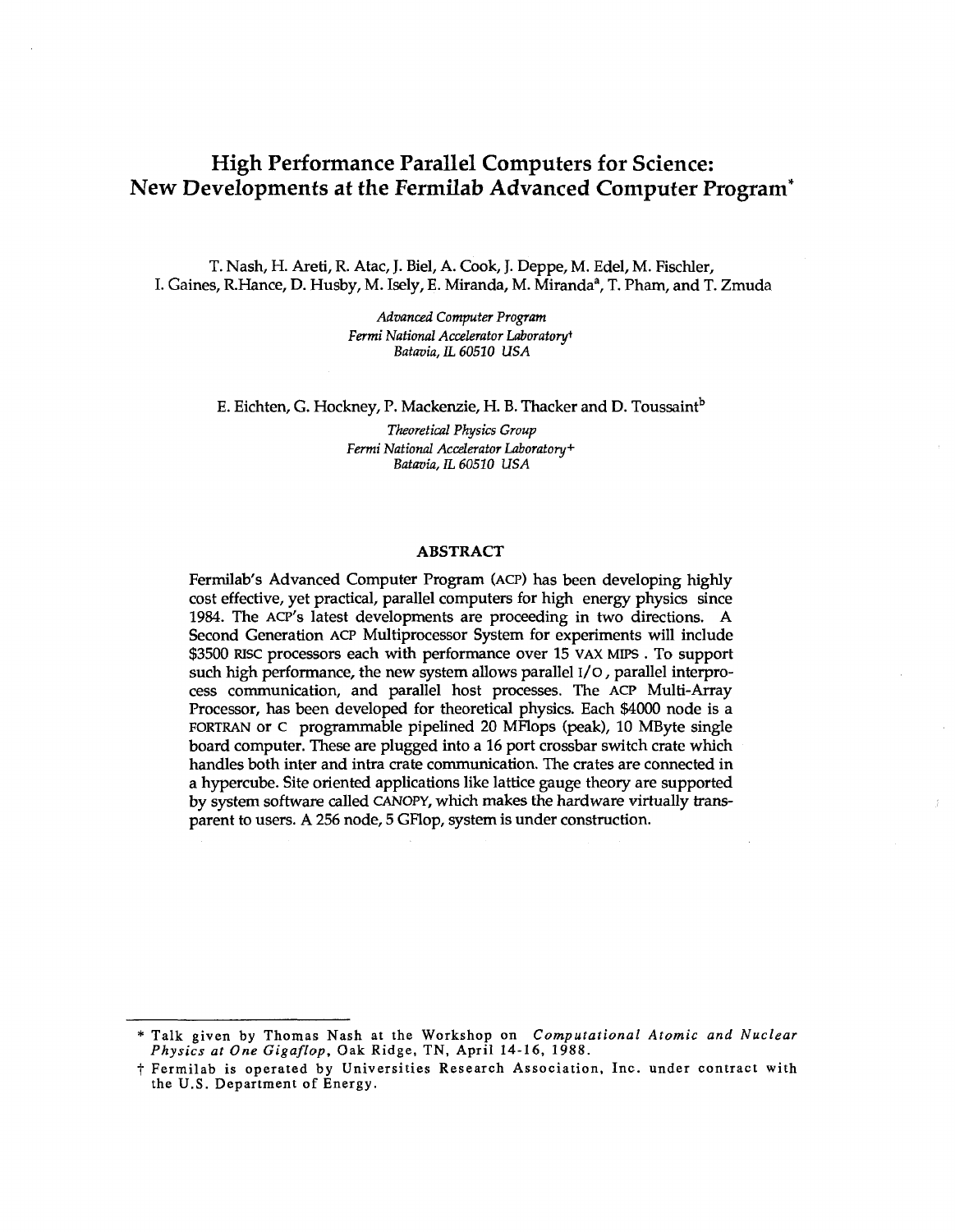# High Performance Parallel Computers for Science: New Developments at the Fermilab Advanced Computer Program*

T. Nash, H. Areti, R. Atac, J. Biel, A. Cook, J. Deppe, M. Edel, M. Fischler, I. Gaines, R.Hance, D. Husby, M. Isely, E. Miranda, M. Miranda[a], T. Pham, and T. Zmuda

*Advanced Computer Program*
*Fermi National Accelerator Laboratory*†
*Batavia, IL 60510 USA*

E. Eichten, G. Hockney, P. Mackenzie, H. B. Thacker and D. Toussaint[b]

*Theoretical Physics Group*
*Fermi National Accelerator Laboratory*+
*Batavia, IL 60510 USA*

## ABSTRACT

Fermilab's Advanced Computer Program (ACP) has been developing highly cost effective, yet practical, parallel computers for high energy physics since 1984. The ACP's latest developments are proceeding in two directions. A Second Generation ACP Multiprocessor System for experiments will include $3500 RISC processors each with performance over 15 VAX MIPS . To support such high performance, the new system allows parallel I/O, parallel interprocess communication, and parallel host processes. The ACP Multi-Array Processor, has been developed for theoretical physics. Each $4000 node is a FORTRAN or C programmable pipelined 20 MFlops (peak), 10 MByte single board computer. These are plugged into a 16 port crossbar switch crate which handles both inter and intra crate communication. The crates are connected in a hypercube. Site oriented applications like lattice gauge theory are supported by system software called CANOPY, which makes the hardware virtually transparent to users. A 256 node, 5 GFlop, system is under construction.

---

\* Talk given by Thomas Nash at the Workshop on *Computational Atomic and Nuclear Physics at One Gigaflop*, Oak Ridge, TN, April 14-16, 1988.

† Fermilab is operated by Universities Research Association, Inc. under contract with the U.S. Department of Energy.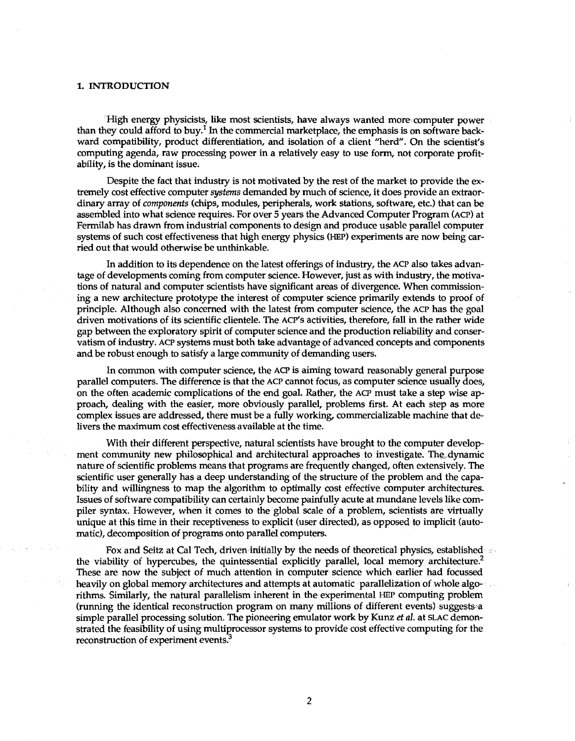## 1. INTRODUCTION

High energy physicists, like most scientists, have always wanted more computer power than they could afford to buy.[1] In the commercial marketplace, the emphasis is on software backward compatibility, product differentiation, and isolation of a client "herd". On the scientist's computing agenda, raw processing power in a relatively easy to use form, not corporate profitability, is the dominant issue.

Despite the fact that industry is not motivated by the rest of the market to provide the extremely cost effective computer *systems* demanded by much of science, it does provide an extraordinary array of *components* (chips, modules, peripherals, work stations, software, etc.) that can be assembled into what science requires. For over 5 years the Advanced Computer Program (ACP) at Fermilab has drawn from industrial components to design and produce usable parallel computer systems of such cost effectiveness that high energy physics (HEP) experiments are now being carried out that would otherwise be unthinkable.

In addition to its dependence on the latest offerings of industry, the ACP also takes advantage of developments coming from computer science. However, just as with industry, the motivations of natural and computer scientists have significant areas of divergence. When commissioning a new architecture prototype the interest of computer science primarily extends to proof of principle. Although also concerned with the latest from computer science, the ACP has the goal driven motivations of its scientific clientele. The ACP's activities, therefore, fall in the rather wide gap between the exploratory spirit of computer science and the production reliability and conservatism of industry. ACP systems must both take advantage of advanced concepts and components and be robust enough to satisfy a large community of demanding users.

In common with computer science, the ACP is aiming toward reasonably general purpose parallel computers. The difference is that the ACP cannot focus, as computer science usually does, on the often academic complications of the end goal. Rather, the ACP must take a step wise approach, dealing with the easier, more obviously parallel, problems first. At each step as more complex issues are addressed, there must be a fully working, commercializable machine that delivers the maximum cost effectiveness available at the time.

With their different perspective, natural scientists have brought to the computer development community new philosophical and architectural approaches to investigate. The dynamic nature of scientific problems means that programs are frequently changed, often extensively. The scientific user generally has a deep understanding of the structure of the problem and the capability and willingness to map the algorithm to optimally cost effective computer architectures. Issues of software compatibility can certainly become painfully acute at mundane levels like compiler syntax. However, when it comes to the global scale of a problem, scientists are virtually unique at this time in their receptiveness to explicit (user directed), as opposed to implicit (automatic), decomposition of programs onto parallel computers.

Fox and Seitz at Cal Tech, driven initially by the needs of theoretical physics, established the viability of hypercubes, the quintessential explicitly parallel, local memory architecture.[2] These are now the subject of much attention in computer science which earlier had focussed heavily on global memory architectures and attempts at automatic parallelization of whole algorithms. Similarly, the natural parallelism inherent in the experimental HEP computing problem (running the identical reconstruction program on many millions of different events) suggests a simple parallel processing solution. The pioneering emulator work by Kunz *et al.* at SLAC demonstrated the feasibility of using multiprocessor systems to provide cost effective computing for the reconstruction of experiment events.[3]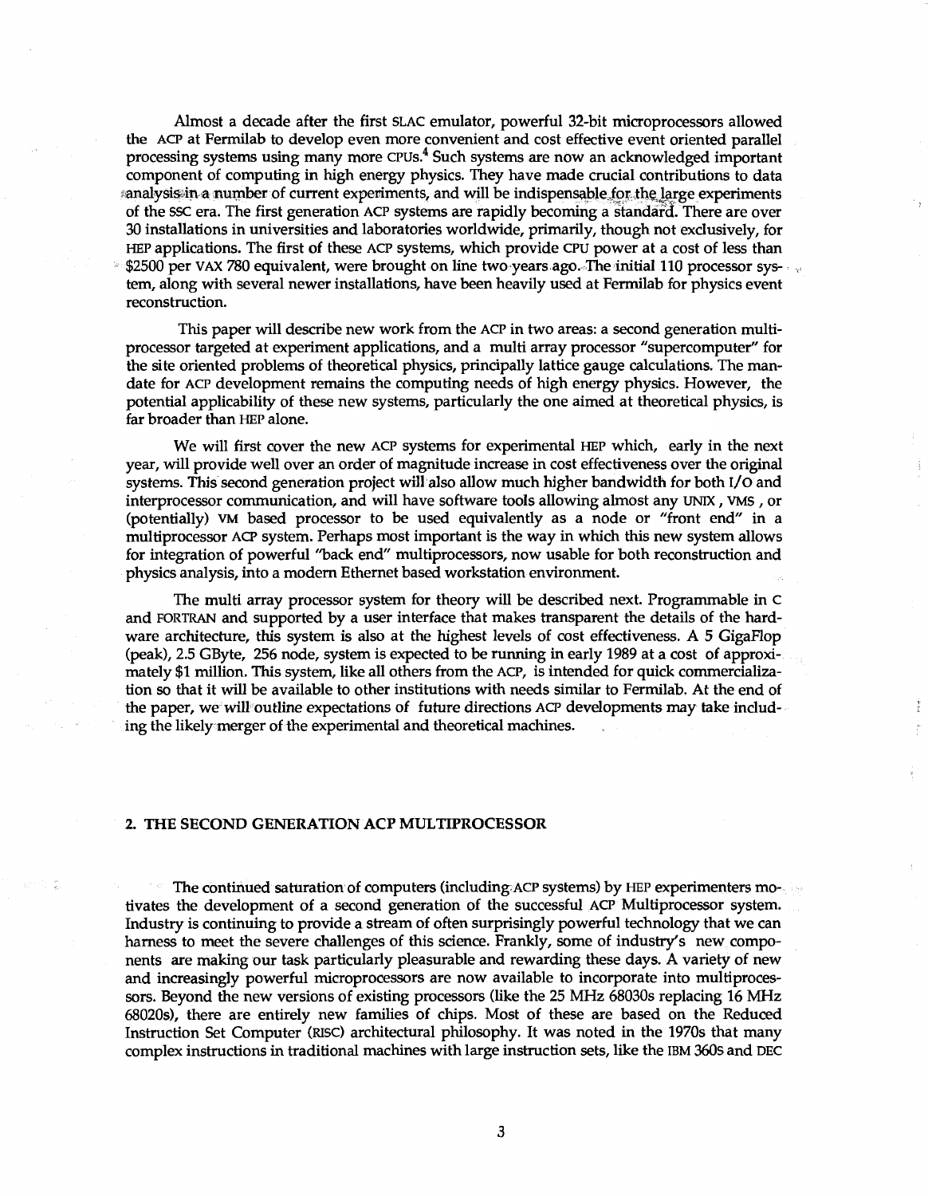Almost a decade after the first SLAC emulator, powerful 32-bit microprocessors allowed the ACP at Fermilab to develop even more convenient and cost effective event oriented parallel processing systems using many more CPUs.[4] Such systems are now an acknowledged important component of computing in high energy physics. They have made crucial contributions to data analysis in a number of current experiments, and will be indispensable for the large experiments of the SSC era. The first generation ACP systems are rapidly becoming a standard. There are over 30 installations in universities and laboratories worldwide, primarily, though not exclusively, for HEP applications. The first of these ACP systems, which provide CPU power at a cost of less than $2500 per VAX 780 equivalent, were brought on line two years ago. The initial 110 processor system, along with several newer installations, have been heavily used at Fermilab for physics event reconstruction.

This paper will describe new work from the ACP in two areas: a second generation multiprocessor targeted at experiment applications, and a multi array processor "supercomputer" for the site oriented problems of theoretical physics, principally lattice gauge calculations. The mandate for ACP development remains the computing needs of high energy physics. However, the potential applicability of these new systems, particularly the one aimed at theoretical physics, is far broader than HEP alone.

We will first cover the new ACP systems for experimental HEP which, early in the next year, will provide well over an order of magnitude increase in cost effectiveness over the original systems. This second generation project will also allow much higher bandwidth for both I/O and interprocessor communication, and will have software tools allowing almost any UNIX, VMS, or (potentially) VM based processor to be used equivalently as a node or "front end" in a multiprocessor ACP system. Perhaps most important is the way in which this new system allows for integration of powerful "back end" multiprocessors, now usable for both reconstruction and physics analysis, into a modern Ethernet based workstation environment.

The multi array processor system for theory will be described next. Programmable in C and FORTRAN and supported by a user interface that makes transparent the details of the hardware architecture, this system is also at the highest levels of cost effectiveness. A 5 GigaFlop (peak), 2.5 GByte, 256 node, system is expected to be running in early 1989 at a cost of approximately $1 million. This system, like all others from the ACP, is intended for quick commercialization so that it will be available to other institutions with needs similar to Fermilab. At the end of the paper, we will outline expectations of future directions ACP developments may take including the likely merger of the experimental and theoretical machines.

## 2. THE SECOND GENERATION ACP MULTIPROCESSOR

The continued saturation of computers (including ACP systems) by HEP experimenters motivates the development of a second generation of the successful ACP Multiprocessor system. Industry is continuing to provide a stream of often surprisingly powerful technology that we can harness to meet the severe challenges of this science. Frankly, some of industry's new components are making our task particularly pleasurable and rewarding these days. A variety of new and increasingly powerful microprocessors are now available to incorporate into multiprocessors. Beyond the new versions of existing processors (like the 25 MHz 68030s replacing 16 MHz 68020s), there are entirely new families of chips. Most of these are based on the Reduced Instruction Set Computer (RISC) architectural philosophy. It was noted in the 1970s that many complex instructions in traditional machines with large instruction sets, like the IBM 360s and DEC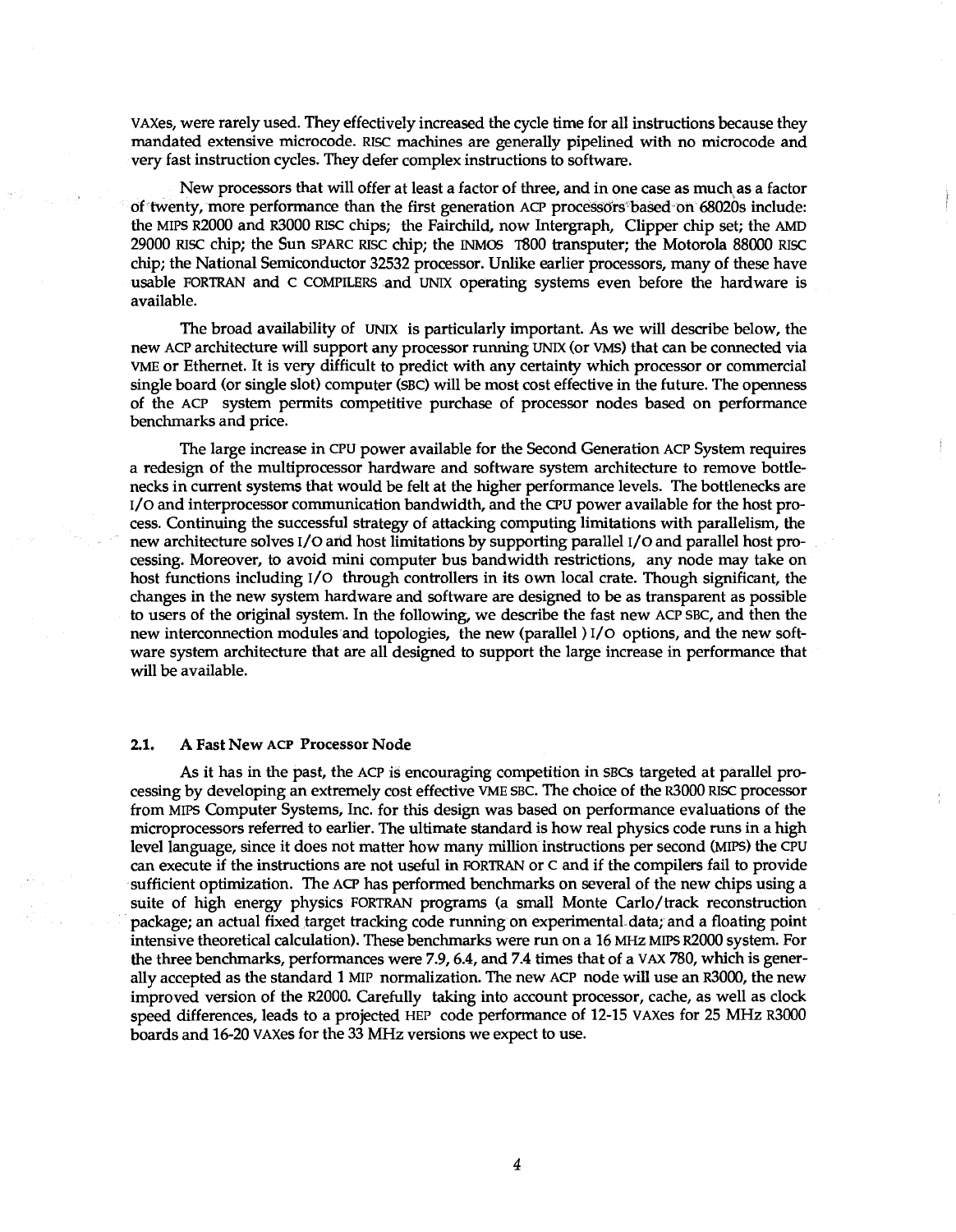VAXes, were rarely used. They effectively increased the cycle time for all instructions because they mandated extensive microcode. RISC machines are generally pipelined with no microcode and very fast instruction cycles. They defer complex instructions to software.

New processors that will offer at least a factor of three, and in one case as much as a factor of twenty, more performance than the first generation ACP processors based on 68020s include: the MIPS R2000 and R3000 RISC chips; the Fairchild, now Intergraph, Clipper chip set; the AMD 29000 RISC chip; the Sun SPARC RISC chip; the INMOS T800 transputer; the Motorola 88000 RISC chip; the National Semiconductor 32532 processor. Unlike earlier processors, many of these have usable FORTRAN and C COMPILERS and UNIX operating systems even before the hardware is available.

The broad availability of UNIX is particularly important. As we will describe below, the new ACP architecture will support any processor running UNIX (or VMS) that can be connected via VME or Ethernet. It is very difficult to predict with any certainty which processor or commercial single board (or single slot) computer (SBC) will be most cost effective in the future. The openness of the ACP system permits competitive purchase of processor nodes based on performance benchmarks and price.

The large increase in CPU power available for the Second Generation ACP System requires a redesign of the multiprocessor hardware and software system architecture to remove bottlenecks in current systems that would be felt at the higher performance levels. The bottlenecks are I/O and interprocessor communication bandwidth, and the CPU power available for the host process. Continuing the successful strategy of attacking computing limitations with parallelism, the new architecture solves I/O and host limitations by supporting parallel I/O and parallel host processing. Moreover, to avoid mini computer bus bandwidth restrictions, any node may take on host functions including I/O through controllers in its own local crate. Though significant, the changes in the new system hardware and software are designed to be as transparent as possible to users of the original system. In the following, we describe the fast new ACP SBC, and then the new interconnection modules and topologies, the new (parallel) I/O options, and the new software system architecture that are all designed to support the large increase in performance that will be available.

### 2.1. A Fast New ACP Processor Node

As it has in the past, the ACP is encouraging competition in SBCs targeted at parallel processing by developing an extremely cost effective VME SBC. The choice of the R3000 RISC processor from MIPS Computer Systems, Inc. for this design was based on performance evaluations of the microprocessors referred to earlier. The ultimate standard is how real physics code runs in a high level language, since it does not matter how many million instructions per second (MIPS) the CPU can execute if the instructions are not useful in FORTRAN or C and if the compilers fail to provide sufficient optimization. The ACP has performed benchmarks on several of the new chips using a suite of high energy physics FORTRAN programs (a small Monte Carlo/track reconstruction package; an actual fixed target tracking code running on experimental data; and a floating point intensive theoretical calculation). These benchmarks were run on a 16 MHz MIPS R2000 system. For the three benchmarks, performances were 7.9, 6.4, and 7.4 times that of a VAX 780, which is generally accepted as the standard 1 MIP normalization. The new ACP node will use an R3000, the new improved version of the R2000. Carefully taking into account processor, cache, as well as clock speed differences, leads to a projected HEP code performance of 12-15 VAXes for 25 MHz R3000 boards and 16-20 VAXes for the 33 MHz versions we expect to use.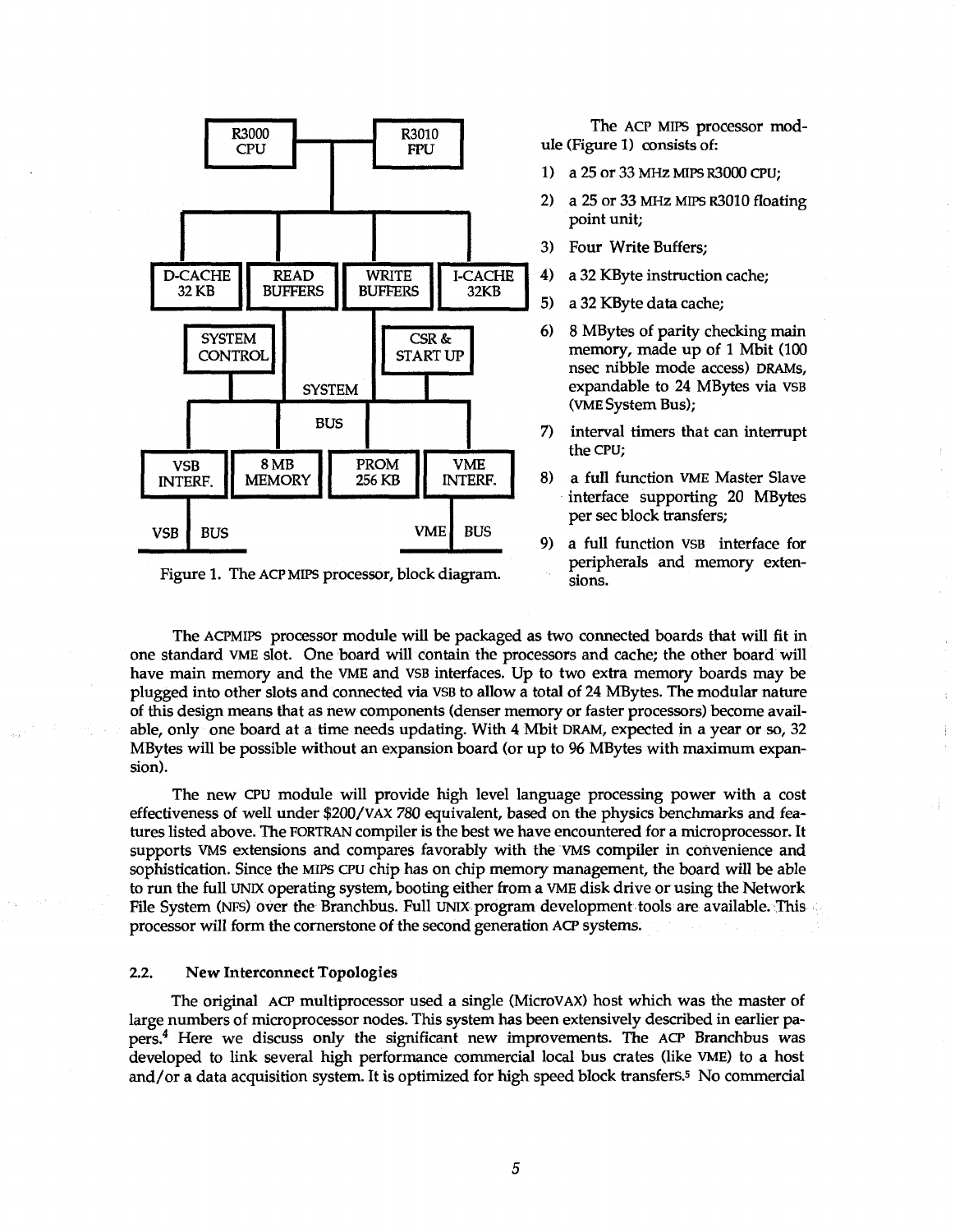The ACP MIPS processor module (Figure 1) consists of:

1) a 25 or 33 MHz MIPS R3000 CPU;
2) a 25 or 33 MHz MIPS R3010 floating point unit;
3) Four Write Buffers;
4) a 32 KByte instruction cache;
5) a 32 KByte data cache;
6) 8 MBytes of parity checking main memory, made up of 1 Mbit (100 nsec nibble mode access) DRAMs, expandable to 24 MBytes via VSB (VME System Bus);
7) interval timers that can interrupt the CPU;
8) a full function VME Master Slave interface supporting 20 MBytes per sec block transfers;
9) a full function VSB interface for peripherals and memory extensions.

Figure 1. The ACP MIPS processor, block diagram.

The ACPMIPS processor module will be packaged as two connected boards that will fit in one standard VME slot. One board will contain the processors and cache; the other board will have main memory and the VME and VSB interfaces. Up to two extra memory boards may be plugged into other slots and connected via VSB to allow a total of 24 MBytes. The modular nature of this design means that as new components (denser memory or faster processors) become available, only one board at a time needs updating. With 4 Mbit DRAM, expected in a year or so, 32 MBytes will be possible without an expansion board (or up to 96 MBytes with maximum expansion).

The new CPU module will provide high level language processing power with a cost effectiveness of well under $200/VAX 780 equivalent, based on the physics benchmarks and features listed above. The FORTRAN compiler is the best we have encountered for a microprocessor. It supports VMS extensions and compares favorably with the VMS compiler in convenience and sophistication. Since the MIPS CPU chip has on chip memory management, the board will be able to run the full UNIX operating system, booting either from a VME disk drive or using the Network File System (NFS) over the Branchbus. Full UNIX program development tools are available. This processor will form the cornerstone of the second generation ACP systems.

### 2.2. New Interconnect Topologies

The original ACP multiprocessor used a single (MicroVAX) host which was the master of large numbers of microprocessor nodes. This system has been extensively described in earlier papers.[4] Here we discuss only the significant new improvements. The ACP Branchbus was developed to link several high performance commercial local bus crates (like VME) to a host and/or a data acquisition system. It is optimized for high speed block transfers.[5] No commercial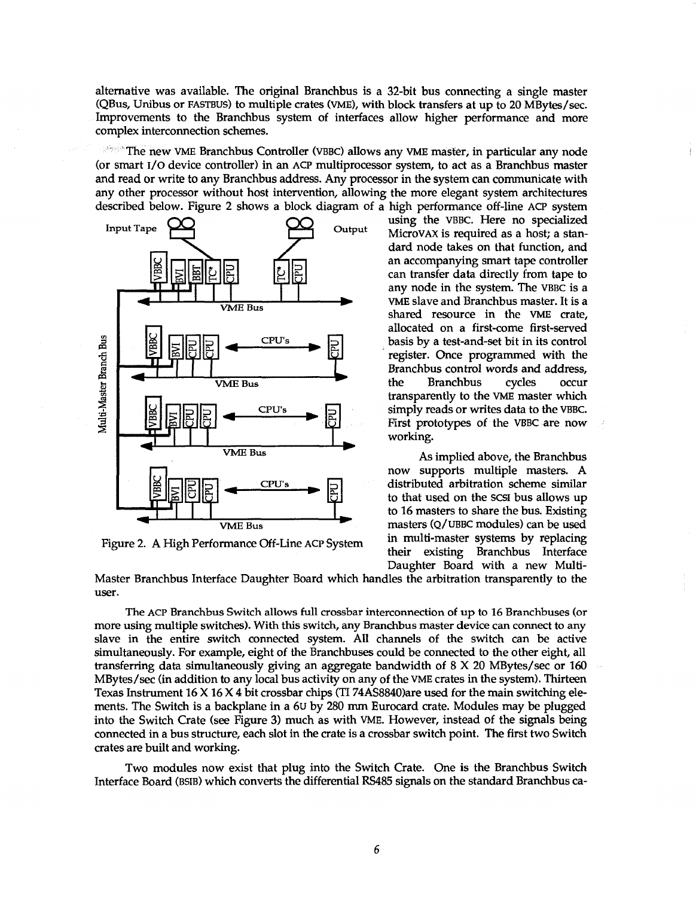alternative was available. The original Branchbus is a 32-bit bus connecting a single master (QBus, Unibus or FASTBUS) to multiple crates (VME), with block transfers at up to 20 MBytes/sec. Improvements to the Branchbus system of interfaces allow higher performance and more complex interconnection schemes.

The new VME Branchbus Controller (VBBC) allows any VME master, in particular any node (or smart I/O device controller) in an ACP multiprocessor system, to act as a Branchbus master and read or write to any Branchbus address. Any processor in the system can communicate with any other processor without host intervention, allowing the more elegant system architectures described below. Figure 2 shows a block diagram of a high performance off-line ACP system using the VBBC. Here no specialized MicroVAX is required as a host; a standard node takes on that function, and an accompanying smart tape controller can transfer data directly from tape to any node in the system. The VBBC is a VME slave and Branchbus master. It is a shared resource in the VME crate, allocated on a first-come first-served basis by a test-and-set bit in its control register. Once programmed with the Branchbus control words and address, the Branchbus cycles occur transparently to the VME master which simply reads or writes data to the VBBC. First prototypes of the VBBC are now working.

Figure 2. A High Performance Off-Line ACP System

As implied above, the Branchbus now supports multiple masters. A distributed arbitration scheme similar to that used on the SCSI bus allows up to 16 masters to share the bus. Existing masters (Q/UBBC modules) can be used in multi-master systems by replacing their existing Branchbus Interface Daughter Board with a new Multi-Master Branchbus Interface Daughter Board which handles the arbitration transparently to the user.

The ACP Branchbus Switch allows full crossbar interconnection of up to 16 Branchbuses (or more using multiple switches). With this switch, any Branchbus master device can connect to any slave in the entire switch connected system. All channels of the switch can be active simultaneously. For example, eight of the Branchbuses could be connected to the other eight, all transferring data simultaneously giving an aggregate bandwidth of 8 X 20 MBytes/sec or 160 MBytes/sec (in addition to any local bus activity on any of the VME crates in the system). Thirteen Texas Instrument 16 X 16 X 4 bit crossbar chips (TI 74AS8840)are used for the main switching elements. The Switch is a backplane in a 6U by 280 mm Eurocard crate. Modules may be plugged into the Switch Crate (see Figure 3) much as with VME. However, instead of the signals being connected in a bus structure, each slot in the crate is a crossbar switch point. The first two Switch crates are built and working.

Two modules now exist that plug into the Switch Crate. One is the Branchbus Switch Interface Board (BSIB) which converts the differential RS485 signals on the standard Branchbus ca-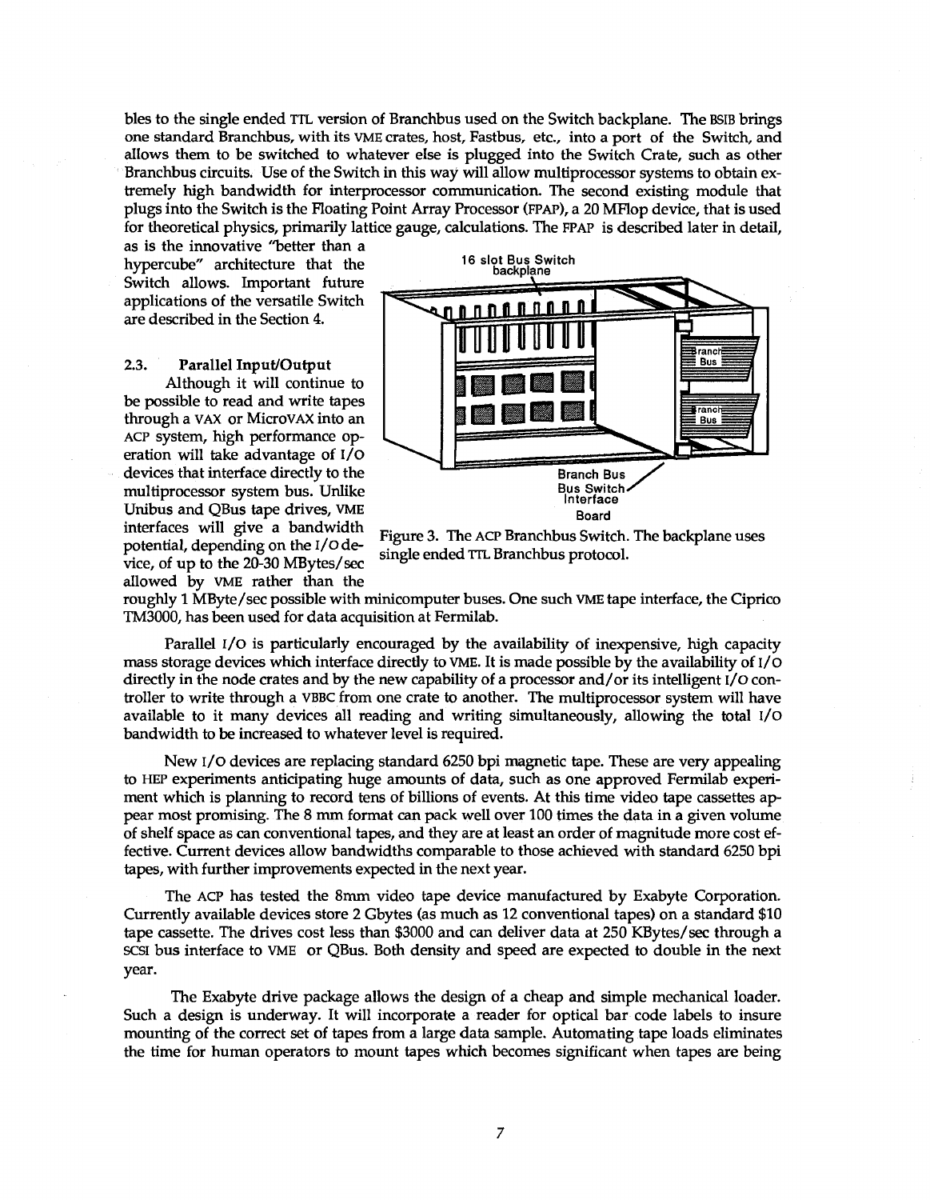bles to the single ended TTL version of Branchbus used on the Switch backplane. The BSIB brings one standard Branchbus, with its VME crates, host, Fastbus, etc., into a port of the Switch, and allows them to be switched to whatever else is plugged into the Switch Crate, such as other Branchbus circuits. Use of the Switch in this way will allow multiprocessor systems to obtain extremely high bandwidth for interprocessor communication. The second existing module that plugs into the Switch is the Floating Point Array Processor (FPAP), a 20 MFlop device, that is used for theoretical physics, primarily lattice gauge, calculations. The FPAP is described later in detail, as is the innovative "better than a hypercube" architecture that the Switch allows. Important future applications of the versatile Switch are described in the Section 4.

### 2.3. Parallel Input/Output

Although it will continue to be possible to read and write tapes through a VAX or MicroVAX into an ACP system, high performance operation will take advantage of I/O devices that interface directly to the multiprocessor system bus. Unlike Unibus and QBus tape drives, VME interfaces will give a bandwidth potential, depending on the I/O device, of up to the 20-30 MBytes/sec allowed by VME rather than the roughly 1 MByte/sec possible with minicomputer buses. One such VME tape interface, the Ciprico TM3000, has been used for data acquisition at Fermilab.

Figure 3. The ACP Branchbus Switch. The backplane uses single ended TTL Branchbus protocol.

Parallel I/O is particularly encouraged by the availability of inexpensive, high capacity mass storage devices which interface directly to VME. It is made possible by the availability of I/O directly in the node crates and by the new capability of a processor and/or its intelligent I/O controller to write through a VBBC from one crate to another. The multiprocessor system will have available to it many devices all reading and writing simultaneously, allowing the total I/O bandwidth to be increased to whatever level is required.

New I/O devices are replacing standard 6250 bpi magnetic tape. These are very appealing to HEP experiments anticipating huge amounts of data, such as one approved Fermilab experiment which is planning to record tens of billions of events. At this time video tape cassettes appear most promising. The 8 mm format can pack well over 100 times the data in a given volume of shelf space as can conventional tapes, and they are at least an order of magnitude more cost effective. Current devices allow bandwidths comparable to those achieved with standard 6250 bpi tapes, with further improvements expected in the next year.

The ACP has tested the 8mm video tape device manufactured by Exabyte Corporation. Currently available devices store 2 Gbytes (as much as 12 conventional tapes) on a standard $10 tape cassette. The drives cost less than $3000 and can deliver data at 250 KBytes/sec through a SCSI bus interface to VME or QBus. Both density and speed are expected to double in the next year.

The Exabyte drive package allows the design of a cheap and simple mechanical loader. Such a design is underway. It will incorporate a reader for optical bar code labels to insure mounting of the correct set of tapes from a large data sample. Automating tape loads eliminates the time for human operators to mount tapes which becomes significant when tapes are being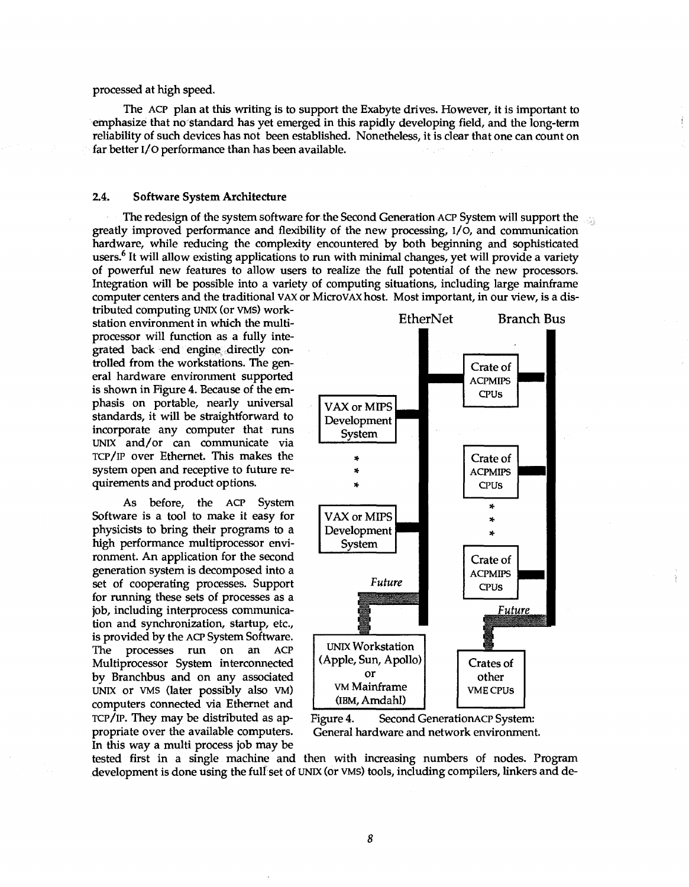processed at high speed.

The ACP plan at this writing is to support the Exabyte drives. However, it is important to emphasize that no standard has yet emerged in this rapidly developing field, and the long-term reliability of such devices has not been established. Nonetheless, it is clear that one can count on far better I/O performance than has been available.

### 2.4. Software System Architecture

The redesign of the system software for the Second Generation ACP System will support the greatly improved performance and flexibility of the new processing, I/O, and communication hardware, while reducing the complexity encountered by both beginning and sophisticated users.[6] It will allow existing applications to run with minimal changes, yet will provide a variety of powerful new features to allow users to realize the full potential of the new processors. Integration will be possible into a variety of computing situations, including large mainframe computer centers and the traditional VAX or MicroVAX host. Most important, in our view, is a distributed computing UNIX (or VMS) workstation environment in which the multiprocessor will function as a fully integrated back end engine directly controlled from the workstations. The general hardware environment supported is shown in Figure 4. Because of the emphasis on portable, nearly universal standards, it will be straightforward to incorporate any computer that runs UNIX and/or can communicate via TCP/IP over Ethernet. This makes the system open and receptive to future requirements and product options.

As before, the ACP System Software is a tool to make it easy for physicists to bring their programs to a high performance multiprocessor environment. An application for the second generation system is decomposed into a set of cooperating processes. Support for running these sets of processes as a job, including interprocess communication and synchronization, startup, etc., is provided by the ACP System Software. The processes run on an ACP Multiprocessor System interconnected by Branchbus and on any associated UNIX or VMS (later possibly also VM) computers connected via Ethernet and TCP/IP. They may be distributed as appropriate over the available computers. In this way a multi process job may be tested first in a single machine and then with increasing numbers of nodes. Program development is done using the full set of UNIX (or VMS) tools, including compilers, linkers and de-

EtherNet | Branch Bus

VAX or MIPS Development System | Crate of ACPMIPS CPUs

Future | Future

UNIX Workstation (Apple, Sun, Apollo) or VM Mainframe (IBM, Amdahl) | Crates of other VME CPUs

Figure 4. Second Generation ACP System: General hardware and network environment.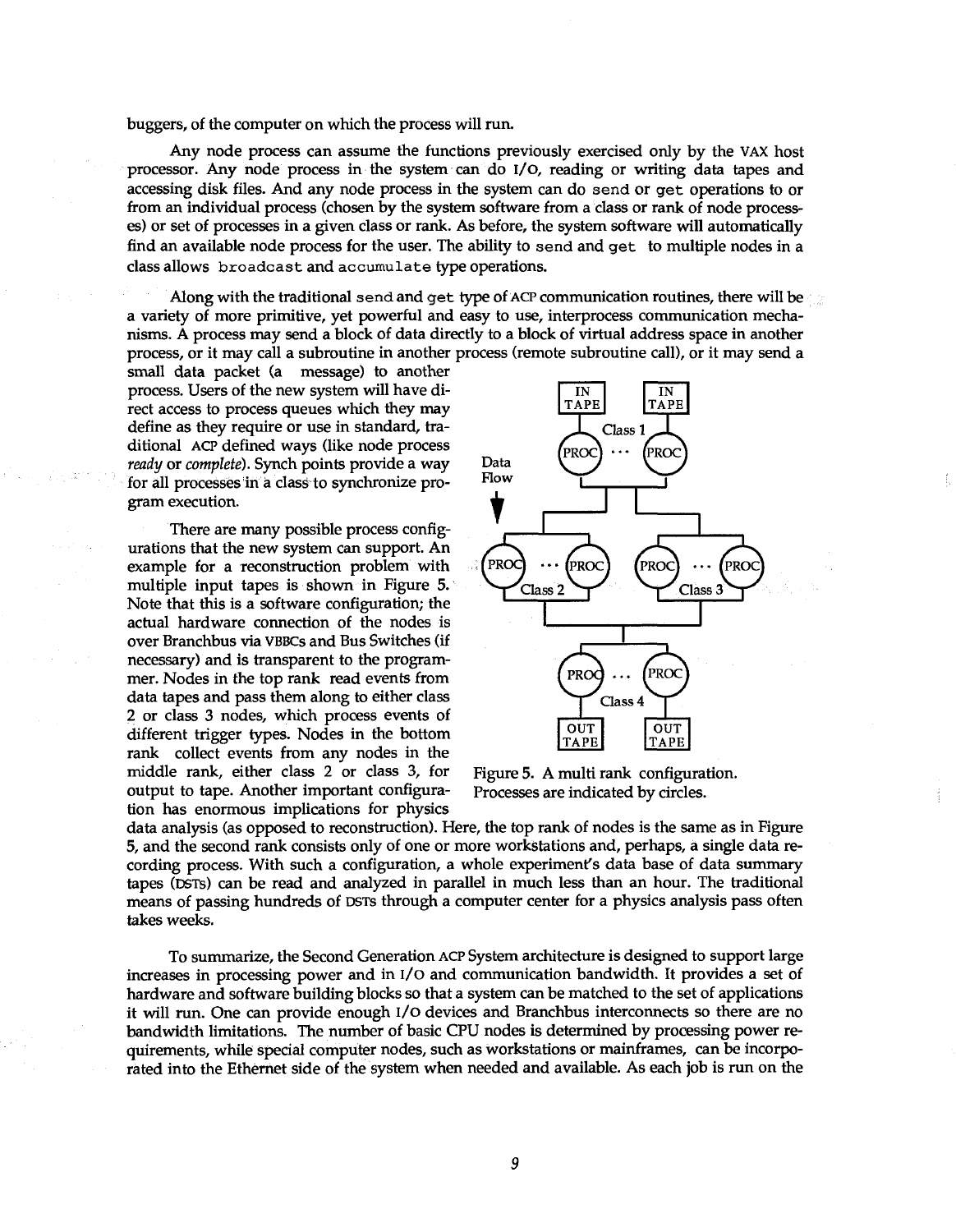buggers, of the computer on which the process will run.

Any node process can assume the functions previously exercised only by the VAX host processor. Any node process in the system can do I/O, reading or writing data tapes and accessing disk files. And any node process in the system can do `send` or `get` operations to or from an individual process (chosen by the system software from a class or rank of node processes) or set of processes in a given class or rank. As before, the system software will automatically find an available node process for the user. The ability to `send` and `get` to multiple nodes in a class allows `broadcast` and `accumulate` type operations.

Along with the traditional `send` and `get` type of ACP communication routines, there will be a variety of more primitive, yet powerful and easy to use, interprocess communication mechanisms. A process may send a block of data directly to a block of virtual address space in another process, or it may call a subroutine in another process (remote subroutine call), or it may send a small data packet (a message) to another process. Users of the new system will have direct access to process queues which they may define as they require or use in standard, traditional ACP defined ways (like node process *ready* or *complete*). Synch points provide a way for all processes in a class to synchronize program execution.

There are many possible process configurations that the new system can support. An example for a reconstruction problem with multiple input tapes is shown in Figure 5. Note that this is a software configuration; the actual hardware connection of the nodes is over Branchbus via VBBCs and Bus Switches (if necessary) and is transparent to the programmer. Nodes in the top rank read events from data tapes and pass them along to either class 2 or class 3 nodes, which process events of different trigger types. Nodes in the bottom rank collect events from any nodes in the middle rank, either class 2 or class 3, for output to tape. Another important configuration has enormous implications for physics data analysis (as opposed to reconstruction). Here, the top rank of nodes is the same as in Figure 5, and the second rank consists only of one or more workstations and, perhaps, a single data recording process. With such a configuration, a whole experiment's data base of data summary tapes (DSTs) can be read and analyzed in parallel in much less than an hour. The traditional means of passing hundreds of DSTs through a computer center for a physics analysis pass often takes weeks.

Figure 5. A multi rank configuration. Processes are indicated by circles.

To summarize, the Second Generation ACP System architecture is designed to support large increases in processing power and in I/O and communication bandwidth. It provides a set of hardware and software building blocks so that a system can be matched to the set of applications it will run. One can provide enough I/O devices and Branchbus interconnects so there are no bandwidth limitations. The number of basic CPU nodes is determined by processing power requirements, while special computer nodes, such as workstations or mainframes, can be incorporated into the Ethernet side of the system when needed and available. As each job is run on the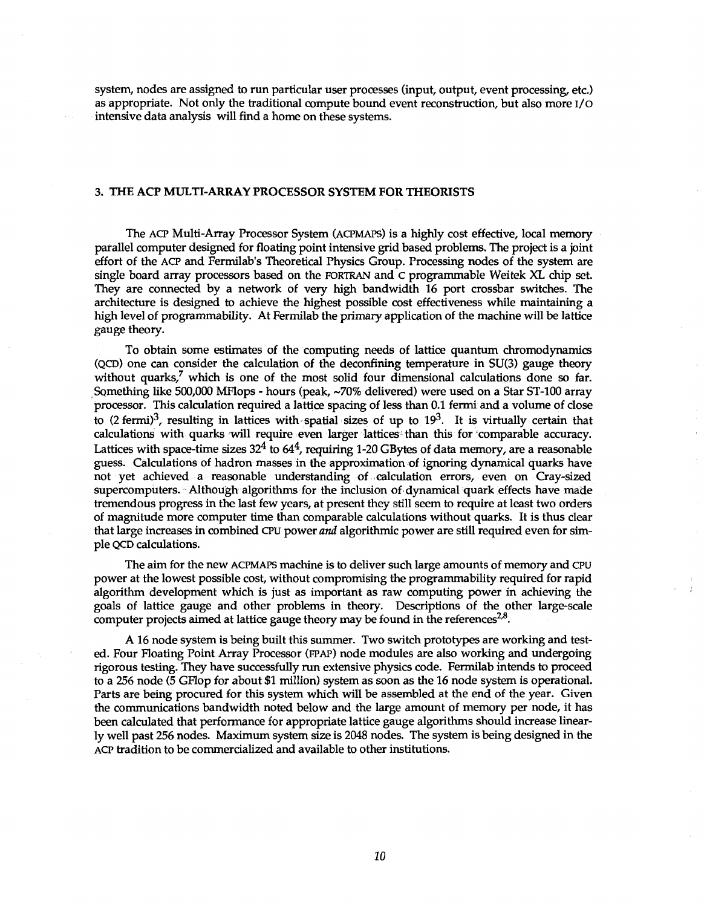system, nodes are assigned to run particular user processes (input, output, event processing, etc.) as appropriate. Not only the traditional compute bound event reconstruction, but also more I/O intensive data analysis will find a home on these systems.

## 3. THE ACP MULTI-ARRAY PROCESSOR SYSTEM FOR THEORISTS

The ACP Multi-Array Processor System (ACPMAPS) is a highly cost effective, local memory parallel computer designed for floating point intensive grid based problems. The project is a joint effort of the ACP and Fermilab's Theoretical Physics Group. Processing nodes of the system are single board array processors based on the FORTRAN and C programmable Weitek XL chip set. They are connected by a network of very high bandwidth 16 port crossbar switches. The architecture is designed to achieve the highest possible cost effectiveness while maintaining a high level of programmability. At Fermilab the primary application of the machine will be lattice gauge theory.

To obtain some estimates of the computing needs of lattice quantum chromodynamics (QCD) one can consider the calculation of the deconfining temperature in SU(3) gauge theory without quarks,[7] which is one of the most solid four dimensional calculations done so far. Something like 500,000 MFlops - hours (peak, ~70% delivered) were used on a Star ST-100 array processor. This calculation required a lattice spacing of less than 0.1 fermi and a volume of close to (2 fermi)$^3$, resulting in lattices with spatial sizes of up to $19^3$. It is virtually certain that calculations with quarks will require even larger lattices than this for comparable accuracy. Lattices with space-time sizes $32^4$ to $64^4$, requiring 1-20 GBytes of data memory, are a reasonable guess. Calculations of hadron masses in the approximation of ignoring dynamical quarks have not yet achieved a reasonable understanding of calculation errors, even on Cray-sized supercomputers. Although algorithms for the inclusion of dynamical quark effects have made tremendous progress in the last few years, at present they still seem to require at least two orders of magnitude more computer time than comparable calculations without quarks. It is thus clear that large increases in combined CPU power *and* algorithmic power are still required even for simple QCD calculations.

The aim for the new ACPMAPS machine is to deliver such large amounts of memory and CPU power at the lowest possible cost, without compromising the programmability required for rapid algorithm development which is just as important as raw computing power in achieving the goals of lattice gauge and other problems in theory. Descriptions of the other large-scale computer projects aimed at lattice gauge theory may be found in the references[2,8].

A 16 node system is being built this summer. Two switch prototypes are working and tested. Four Floating Point Array Processor (FPAP) node modules are also working and undergoing rigorous testing. They have successfully run extensive physics code. Fermilab intends to proceed to a 256 node (5 GFlop for about $1 million) system as soon as the 16 node system is operational. Parts are being procured for this system which will be assembled at the end of the year. Given the communications bandwidth noted below and the large amount of memory per node, it has been calculated that performance for appropriate lattice gauge algorithms should increase linearly well past 256 nodes. Maximum system size is 2048 nodes. The system is being designed in the ACP tradition to be commercialized and available to other institutions.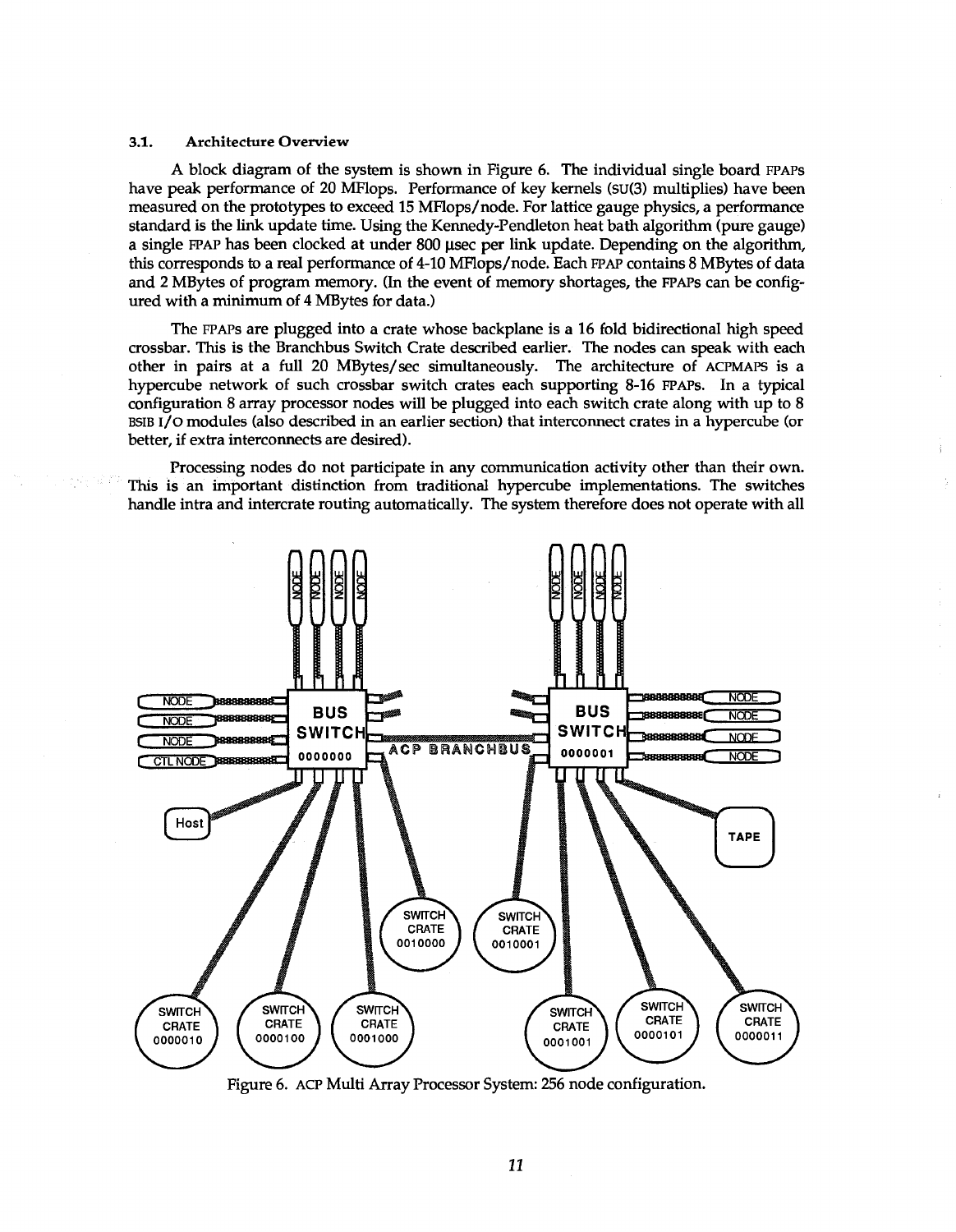### 3.1. Architecture Overview

A block diagram of the system is shown in Figure 6. The individual single board FPAPs have peak performance of 20 MFlops. Performance of key kernels (SU(3) multiplies) have been measured on the prototypes to exceed 15 MFlops/node. For lattice gauge physics, a performance standard is the link update time. Using the Kennedy-Pendleton heat bath algorithm (pure gauge) a single FPAP has been clocked at under 800 μsec per link update. Depending on the algorithm, this corresponds to a real performance of 4-10 MFlops/node. Each FPAP contains 8 MBytes of data and 2 MBytes of program memory. (In the event of memory shortages, the FPAPs can be configured with a minimum of 4 MBytes for data.)

The FPAPs are plugged into a crate whose backplane is a 16 fold bidirectional high speed crossbar. This is the Branchbus Switch Crate described earlier. The nodes can speak with each other in pairs at a full 20 MBytes/sec simultaneously. The architecture of ACPMAPS is a hypercube network of such crossbar switch crates each supporting 8-16 FPAPs. In a typical configuration 8 array processor nodes will be plugged into each switch crate along with up to 8 BSIB I/O modules (also described in an earlier section) that interconnect crates in a hypercube (or better, if extra interconnects are desired).

Processing nodes do not participate in any communication activity other than their own. This is an important distinction from traditional hypercube implementations. The switches handle intra and intercrate routing automatically. The system therefore does not operate with all

Figure 6. ACP Multi Array Processor System: 256 node configuration.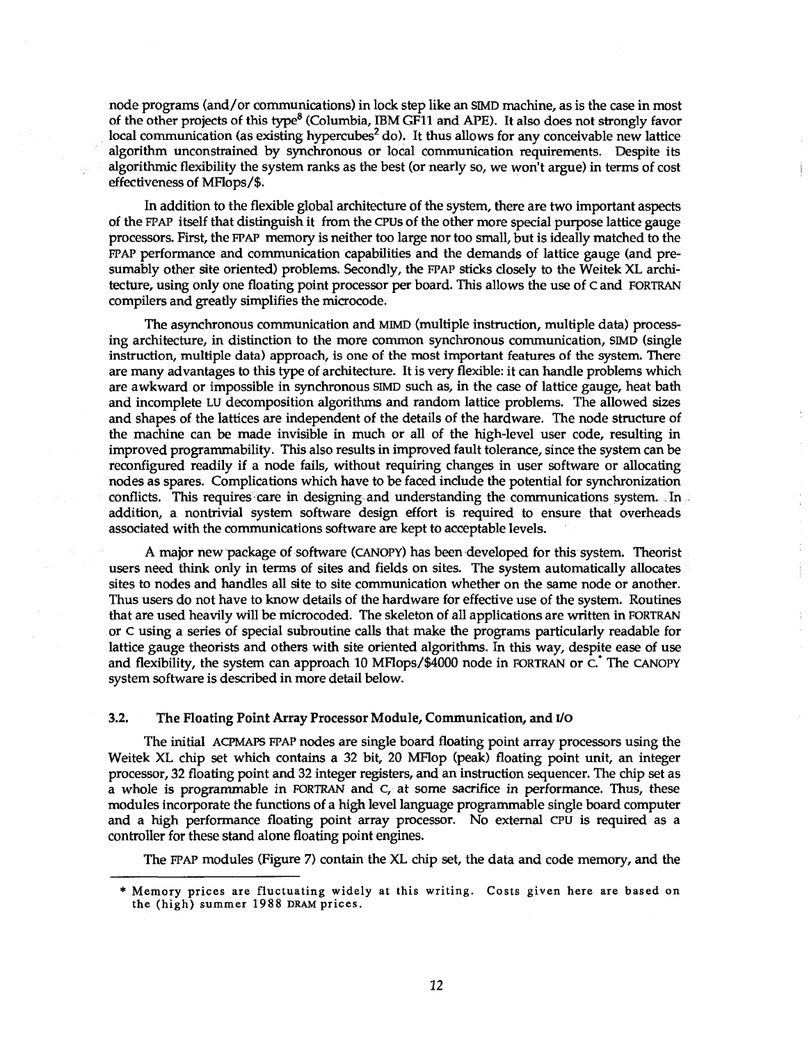node programs (and/or communications) in lock step like an SIMD machine, as is the case in most of the other projects of this type[8] (Columbia, IBM GF11 and APE). It also does not strongly favor local communication (as existing hypercubes[2] do). It thus allows for any conceivable new lattice algorithm unconstrained by synchronous or local communication requirements. Despite its algorithmic flexibility the system ranks as the best (or nearly so, we won't argue) in terms of cost effectiveness of MFlops/$.

In addition to the flexible global architecture of the system, there are two important aspects of the FPAP itself that distinguish it from the CPUs of the other more special purpose lattice gauge processors. First, the FPAP memory is neither too large nor too small, but is ideally matched to the FPAP performance and communication capabilities and the demands of lattice gauge (and presumably other site oriented) problems. Secondly, the FPAP sticks closely to the Weitek XL architecture, using only one floating point processor per board. This allows the use of C and FORTRAN compilers and greatly simplifies the microcode.

The asynchronous communication and MIMD (multiple instruction, multiple data) processing architecture, in distinction to the more common synchronous communication, SIMD (single instruction, multiple data) approach, is one of the most important features of the system. There are many advantages to this type of architecture. It is very flexible: it can handle problems which are awkward or impossible in synchronous SIMD such as, in the case of lattice gauge, heat bath and incomplete LU decomposition algorithms and random lattice problems. The allowed sizes and shapes of the lattices are independent of the details of the hardware. The node structure of the machine can be made invisible in much or all of the high-level user code, resulting in improved programmability. This also results in improved fault tolerance, since the system can be reconfigured readily if a node fails, without requiring changes in user software or allocating nodes as spares. Complications which have to be faced include the potential for synchronization conflicts. This requires care in designing and understanding the communications system. In addition, a nontrivial system software design effort is required to ensure that overheads associated with the communications software are kept to acceptable levels.

A major new package of software (CANOPY) has been developed for this system. Theorist users need think only in terms of sites and fields on sites. The system automatically allocates sites to nodes and handles all site to site communication whether on the same node or another. Thus users do not have to know details of the hardware for effective use of the system. Routines that are used heavily will be microcoded. The skeleton of all applications are written in FORTRAN or C using a series of special subroutine calls that make the programs particularly readable for lattice gauge theorists and others with site oriented algorithms. In this way, despite ease of use and flexibility, the system can approach 10 MFlops/$4000 node in FORTRAN or C.* The CANOPY system software is described in more detail below.

### 3.2. The Floating Point Array Processor Module, Communication, and I/O

The initial ACPMAPS FPAP nodes are single board floating point array processors using the Weitek XL chip set which contains a 32 bit, 20 MFlop (peak) floating point unit, an integer processor, 32 floating point and 32 integer registers, and an instruction sequencer. The chip set as a whole is programmable in FORTRAN and C, at some sacrifice in performance. Thus, these modules incorporate the functions of a high level language programmable single board computer and a high performance floating point array processor. No external CPU is required as a controller for these stand alone floating point engines.

The FPAP modules (Figure 7) contain the XL chip set, the data and code memory, and the

* Memory prices are fluctuating widely at this writing. Costs given here are based on the (high) summer 1988 DRAM prices.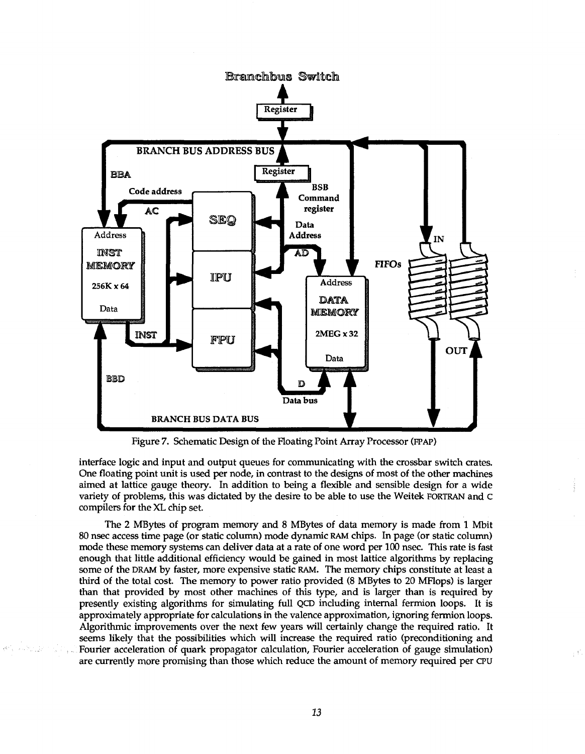Figure 7. Schematic Design of the Floating Point Array Processor (FPAP)

interface logic and input and output queues for communicating with the crossbar switch crates. One floating point unit is used per node, in contrast to the designs of most of the other machines aimed at lattice gauge theory. In addition to being a flexible and sensible design for a wide variety of problems, this was dictated by the desire to be able to use the Weitek FORTRAN and C compilers for the XL chip set.

The 2 MBytes of program memory and 8 MBytes of data memory is made from 1 Mbit 80 nsec access time page (or static column) mode dynamic RAM chips. In page (or static column) mode these memory systems can deliver data at a rate of one word per 100 nsec. This rate is fast enough that little additional efficiency would be gained in most lattice algorithms by replacing some of the DRAM by faster, more expensive static RAM. The memory chips constitute at least a third of the total cost. The memory to power ratio provided (8 MBytes to 20 MFlops) is larger than that provided by most other machines of this type, and is larger than is required by presently existing algorithms for simulating full QCD including internal fermion loops. It is approximately appropriate for calculations in the valence approximation, ignoring fermion loops. Algorithmic improvements over the next few years will certainly change the required ratio. It seems likely that the possibilities which will increase the required ratio (preconditioning and Fourier acceleration of quark propagator calculation, Fourier acceleration of gauge simulation) are currently more promising than those which reduce the amount of memory required per CPU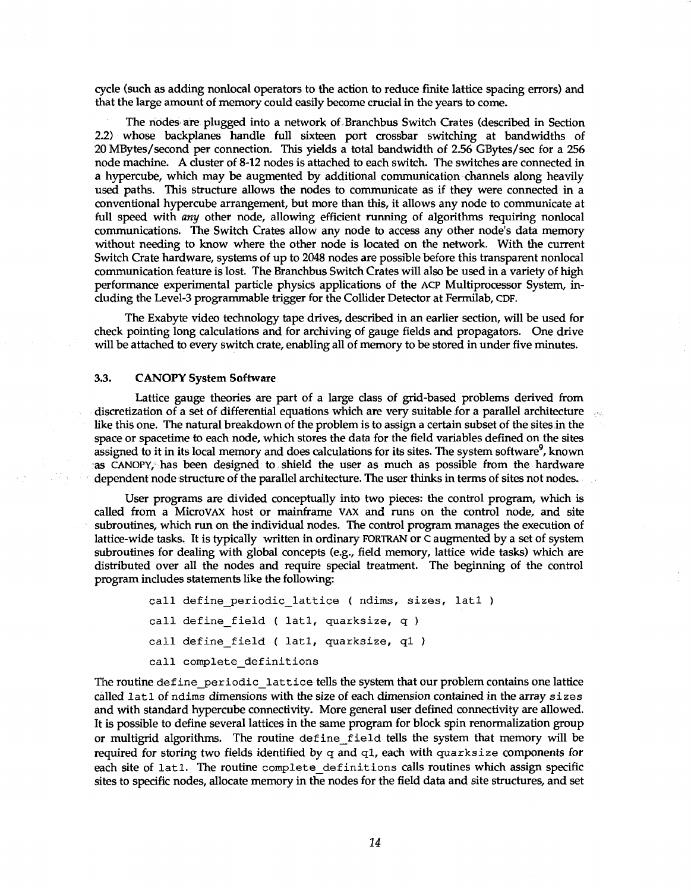cycle (such as adding nonlocal operators to the action to reduce finite lattice spacing errors) and that the large amount of memory could easily become crucial in the years to come.

The nodes are plugged into a network of Branchbus Switch Crates (described in Section 2.2) whose backplanes handle full sixteen port crossbar switching at bandwidths of 20 MBytes/second per connection. This yields a total bandwidth of 2.56 GBytes/sec for a 256 node machine. A cluster of 8-12 nodes is attached to each switch. The switches are connected in a hypercube, which may be augmented by additional communication channels along heavily used paths. This structure allows the nodes to communicate as if they were connected in a conventional hypercube arrangement, but more than this, it allows any node to communicate at full speed with *any* other node, allowing efficient running of algorithms requiring nonlocal communications. The Switch Crates allow any node to access any other node's data memory without needing to know where the other node is located on the network. With the current Switch Crate hardware, systems of up to 2048 nodes are possible before this transparent nonlocal communication feature is lost. The Branchbus Switch Crates will also be used in a variety of high performance experimental particle physics applications of the ACP Multiprocessor System, including the Level-3 programmable trigger for the Collider Detector at Fermilab, CDF.

The Exabyte video technology tape drives, described in an earlier section, will be used for check pointing long calculations and for archiving of gauge fields and propagators. One drive will be attached to every switch crate, enabling all of memory to be stored in under five minutes.

### 3.3. CANOPY System Software

Lattice gauge theories are part of a large class of grid-based problems derived from discretization of a set of differential equations which are very suitable for a parallel architecture like this one. The natural breakdown of the problem is to assign a certain subset of the sites in the space or spacetime to each node, which stores the data for the field variables defined on the sites assigned to it in its local memory and does calculations for its sites. The system software[9], known as CANOPY, has been designed to shield the user as much as possible from the hardware dependent node structure of the parallel architecture. The user thinks in terms of sites not nodes.

User programs are divided conceptually into two pieces: the control program, which is called from a MicroVAX host or mainframe VAX and runs on the control node, and site subroutines, which run on the individual nodes. The control program manages the execution of lattice-wide tasks. It is typically written in ordinary FORTRAN or C augmented by a set of system subroutines for dealing with global concepts (e.g., field memory, lattice wide tasks) which are distributed over all the nodes and require special treatment. The beginning of the control program includes statements like the following:

```
call define_periodic_lattice ( ndims, sizes, lat1 )
call define_field ( lat1, quarksize, q )
call define_field ( lat1, quarksize, q1 )
call complete_definitions
```

The routine `define_periodic_lattice` tells the system that our problem contains one lattice called `lat1` of `ndims` dimensions with the size of each dimension contained in the array `sizes` and with standard hypercube connectivity. More general user defined connectivity are allowed. It is possible to define several lattices in the same program for block spin renormalization group or multigrid algorithms. The routine `define_field` tells the system that memory will be required for storing two fields identified by `q` and `q1`, each with `quarksize` components for each site of `lat1`. The routine `complete_definitions` calls routines which assign specific sites to specific nodes, allocate memory in the nodes for the field data and site structures, and set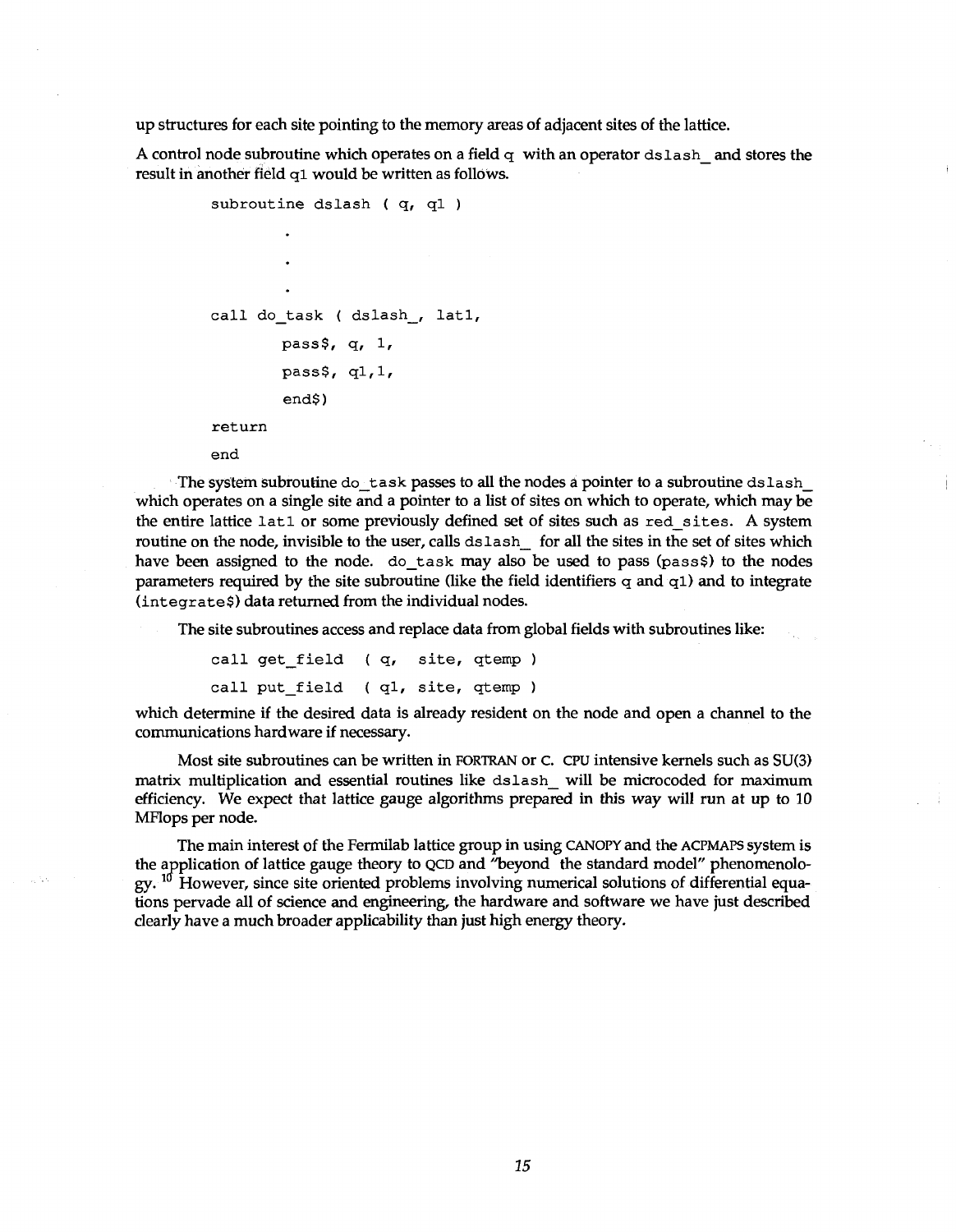up structures for each site pointing to the memory areas of adjacent sites of the lattice.

A control node subroutine which operates on a field `q` with an operator `dslash_` and stores the result in another field `q1` would be written as follows.

```
subroutine dslash ( q, q1 )

        .
        .
        .

call do_task ( dslash_, lat1,
        pass$, q, 1,
        pass$, q1,1,
        end$)
return
end
```

The system subroutine `do_task` passes to all the nodes a pointer to a subroutine `dslash_` which operates on a single site and a pointer to a list of sites on which to operate, which may be the entire lattice `lat1` or some previously defined set of sites such as `red_sites`. A system routine on the node, invisible to the user, calls `dslash_` for all the sites in the set of sites which have been assigned to the node. `do_task` may also be used to pass (`pass$`) to the nodes parameters required by the site subroutine (like the field identifiers `q` and `q1`) and to integrate (`integrate$`) data returned from the individual nodes.

The site subroutines access and replace data from global fields with subroutines like:

```
call get_field  ( q,  site, qtemp )
call put_field  ( q1, site, qtemp )
```

which determine if the desired data is already resident on the node and open a channel to the communications hardware if necessary.

Most site subroutines can be written in FORTRAN or C. CPU intensive kernels such as SU(3) matrix multiplication and essential routines like `dslash_` will be microcoded for maximum efficiency. We expect that lattice gauge algorithms prepared in this way will run at up to 10 MFlops per node.

The main interest of the Fermilab lattice group in using CANOPY and the ACPMAPS system is the application of lattice gauge theory to QCD and "beyond the standard model" phenomenology.[10] However, since site oriented problems involving numerical solutions of differential equations pervade all of science and engineering, the hardware and software we have just described clearly have a much broader applicability than just high energy theory.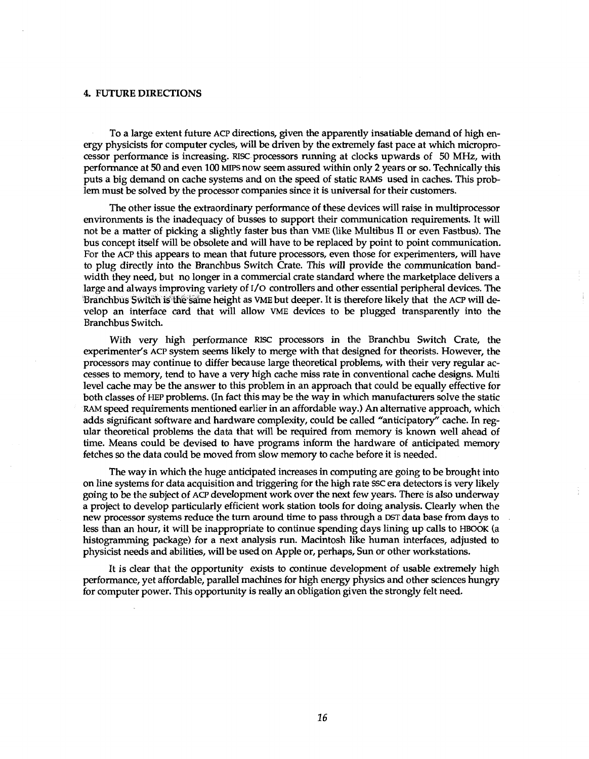## 4. FUTURE DIRECTIONS

To a large extent future ACP directions, given the apparently insatiable demand of high energy physicists for computer cycles, will be driven by the extremely fast pace at which microprocessor performance is increasing. RISC processors running at clocks upwards of 50 MHz, with performance at 50 and even 100 MIPS now seem assured within only 2 years or so. Technically this puts a big demand on cache systems and on the speed of static RAMS used in caches. This problem must be solved by the processor companies since it is universal for their customers.

The other issue the extraordinary performance of these devices will raise in multiprocessor environments is the inadequacy of busses to support their communication requirements. It will not be a matter of picking a slightly faster bus than VME (like Multibus II or even Fastbus). The bus concept itself will be obsolete and will have to be replaced by point to point communication. For the ACP this appears to mean that future processors, even those for experimenters, will have to plug directly into the Branchbus Switch Crate. This will provide the communication bandwidth they need, but no longer in a commercial crate standard where the marketplace delivers a large and always improving variety of I/O controllers and other essential peripheral devices. The Branchbus Switch is the same height as VME but deeper. It is therefore likely that the ACP will develop an interface card that will allow VME devices to be plugged transparently into the Branchbus Switch.

With very high performance RISC processors in the Branchbu Switch Crate, the experimenter's ACP system seems likely to merge with that designed for theorists. However, the processors may continue to differ because large theoretical problems, with their very regular accesses to memory, tend to have a very high cache miss rate in conventional cache designs. Multi level cache may be the answer to this problem in an approach that could be equally effective for both classes of HEP problems. (In fact this may be the way in which manufacturers solve the static RAM speed requirements mentioned earlier in an affordable way.) An alternative approach, which adds significant software and hardware complexity, could be called "anticipatory" cache. In regular theoretical problems the data that will be required from memory is known well ahead of time. Means could be devised to have programs inform the hardware of anticipated memory fetches so the data could be moved from slow memory to cache before it is needed.

The way in which the huge anticipated increases in computing are going to be brought into on line systems for data acquisition and triggering for the high rate SSC era detectors is very likely going to be the subject of ACP development work over the next few years. There is also underway a project to develop particularly efficient work station tools for doing analysis. Clearly when the new processor systems reduce the turn around time to pass through a DST data base from days to less than an hour, it will be inappropriate to continue spending days lining up calls to HBOOK (a histogramming package) for a next analysis run. Macintosh like human interfaces, adjusted to physicist needs and abilities, will be used on Apple or, perhaps, Sun or other workstations.

It is clear that the opportunity exists to continue development of usable extremely high performance, yet affordable, parallel machines for high energy physics and other sciences hungry for computer power. This opportunity is really an obligation given the strongly felt need.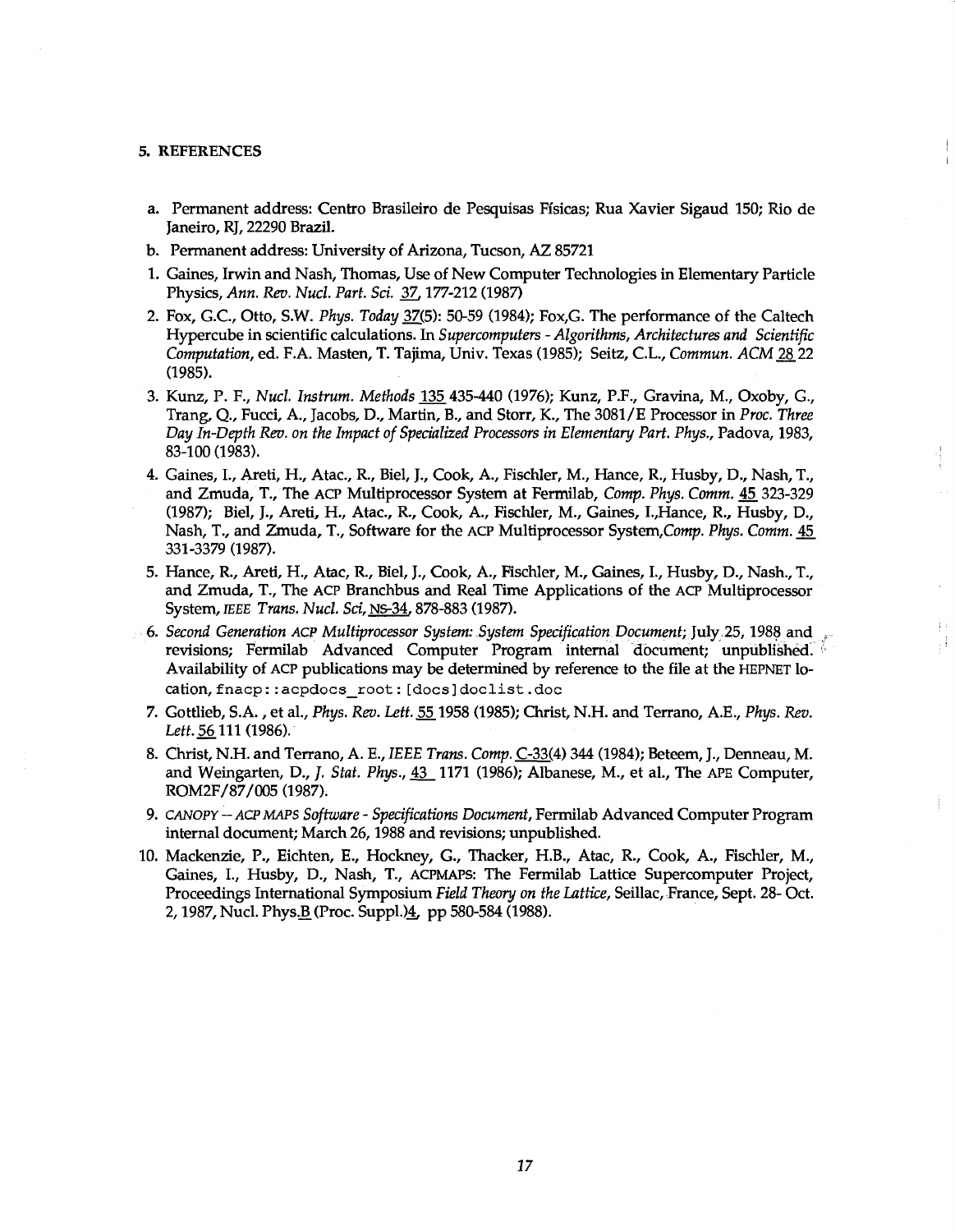## 5. REFERENCES

a. Permanent address: Centro Brasileiro de Pesquisas Físicas; Rua Xavier Sigaud 150; Rio de Janeiro, RJ, 22290 Brazil.

b. Permanent address: University of Arizona, Tucson, AZ 85721

1. Gaines, Irwin and Nash, Thomas, Use of New Computer Technologies in Elementary Particle Physics, *Ann. Rev. Nucl. Part. Sci.* 37, 177-212 (1987)

2. Fox, G.C., Otto, S.W. *Phys. Today* 37(5): 50-59 (1984); Fox,G. The performance of the Caltech Hypercube in scientific calculations. In *Supercomputers - Algorithms, Architectures and Scientific Computation*, ed. F.A. Masten, T. Tajima, Univ. Texas (1985); Seitz, C.L., *Commun. ACM* 28 22 (1985).

3. Kunz, P. F., *Nucl. Instrum. Methods* 135 435-440 (1976); Kunz, P.F., Gravina, M., Oxoby, G., Trang, Q., Fucci, A., Jacobs, D., Martin, B., and Storr, K., The 3081/E Processor in *Proc. Three Day In-Depth Rev. on the Impact of Specialized Processors in Elementary Part. Phys.*, Padova, 1983, 83-100 (1983).

4. Gaines, I., Areti, H., Atac., R., Biel, J., Cook, A., Fischler, M., Hance, R., Husby, D., Nash, T., and Zmuda, T., The ACP Multiprocessor System at Fermilab, *Comp. Phys. Comm.* 45 323-329 (1987); Biel, J., Areti, H., Atac., R., Cook, A., Fischler, M., Gaines, I.,Hance, R., Husby, D., Nash, T., and Zmuda, T., Software for the ACP Multiprocessor System,*Comp. Phys. Comm.* 45 331-3379 (1987).

5. Hance, R., Areti, H., Atac, R., Biel, J., Cook, A., Fischler, M., Gaines, I., Husby, D., Nash., T., and Zmuda, T., The ACP Branchbus and Real Time Applications of the ACP Multiprocessor System, *IEEE Trans. Nucl. Sci*, NS-34, 878-883 (1987).

6. *Second Generation ACP Multiprocessor System: System Specification Document*; July 25, 1988 and revisions; Fermilab Advanced Computer Program internal document; unpublished. Availability of ACP publications may be determined by reference to the file at the HEPNET location, `fnacp::acpdocs_root:[docs]doclist.doc`

7. Gottlieb, S.A. , et al., *Phys. Rev. Lett.* 55 1958 (1985); Christ, N.H. and Terrano, A.E., *Phys. Rev. Lett.* 56 111 (1986).

8. Christ, N.H. and Terrano, A. E., *IEEE Trans. Comp.* C-33(4) 344 (1984); Beteem, J., Denneau, M. and Weingarten, D., *J. Stat. Phys.*, 43 1171 (1986); Albanese, M., et al., The APE Computer, ROM2F/87/005 (1987).

9. *CANOPY -- ACP MAPS Software - Specifications Document*, Fermilab Advanced Computer Program internal document; March 26, 1988 and revisions; unpublished.

10. Mackenzie, P., Eichten, E., Hockney, G., Thacker, H.B., Atac, R., Cook, A., Fischler, M., Gaines, I., Husby, D., Nash, T., ACPMAPS: The Fermilab Lattice Supercomputer Project, Proceedings International Symposium *Field Theory on the Lattice*, Seillac, France, Sept. 28- Oct. 2, 1987, Nucl. Phys.B (Proc. Suppl.)4, pp 580-584 (1988).